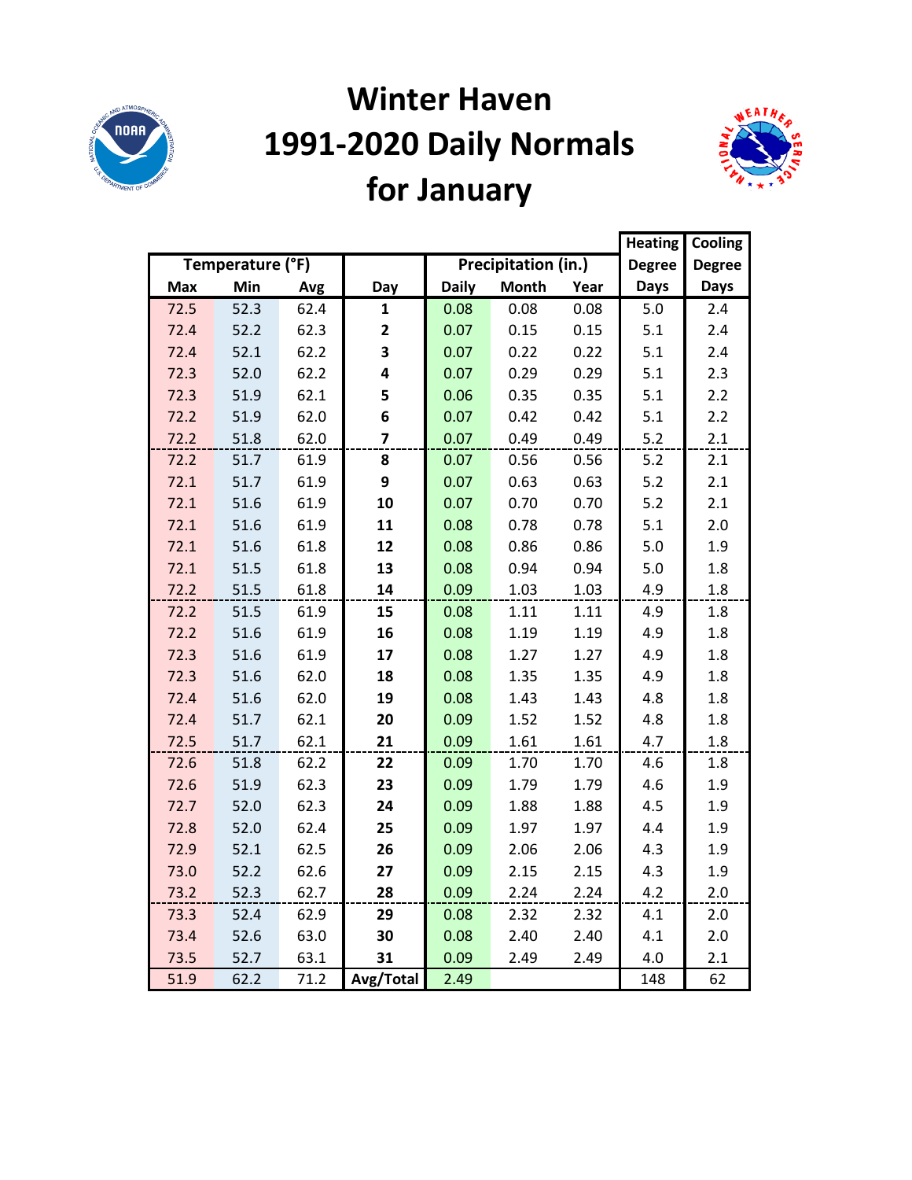# Winter Haven 1991-2020 Daily Normals for January

| Temperature (°F) | | | | Precipitation (in.) | | | Heating Degree Days | Cooling Degree Days |
|---|---|---|---|---|---|---|---|---|
| Max | Min | Avg | Day | Daily | Month | Year | | |
| 72.5 | 52.3 | 62.4 | 1 | 0.08 | 0.08 | 0.08 | 5.0 | 2.4 |
| 72.4 | 52.2 | 62.3 | 2 | 0.07 | 0.15 | 0.15 | 5.1 | 2.4 |
| 72.4 | 52.1 | 62.2 | 3 | 0.07 | 0.22 | 0.22 | 5.1 | 2.4 |
| 72.3 | 52.0 | 62.2 | 4 | 0.07 | 0.29 | 0.29 | 5.1 | 2.3 |
| 72.3 | 51.9 | 62.1 | 5 | 0.06 | 0.35 | 0.35 | 5.1 | 2.2 |
| 72.2 | 51.9 | 62.0 | 6 | 0.07 | 0.42 | 0.42 | 5.1 | 2.2 |
| 72.2 | 51.8 | 62.0 | 7 | 0.07 | 0.49 | 0.49 | 5.2 | 2.1 |
| 72.2 | 51.7 | 61.9 | 8 | 0.07 | 0.56 | 0.56 | 5.2 | 2.1 |
| 72.1 | 51.7 | 61.9 | 9 | 0.07 | 0.63 | 0.63 | 5.2 | 2.1 |
| 72.1 | 51.6 | 61.9 | 10 | 0.07 | 0.70 | 0.70 | 5.2 | 2.1 |
| 72.1 | 51.6 | 61.9 | 11 | 0.08 | 0.78 | 0.78 | 5.1 | 2.0 |
| 72.1 | 51.6 | 61.8 | 12 | 0.08 | 0.86 | 0.86 | 5.0 | 1.9 |
| 72.1 | 51.5 | 61.8 | 13 | 0.08 | 0.94 | 0.94 | 5.0 | 1.8 |
| 72.2 | 51.5 | 61.8 | 14 | 0.09 | 1.03 | 1.03 | 4.9 | 1.8 |
| 72.2 | 51.5 | 61.9 | 15 | 0.08 | 1.11 | 1.11 | 4.9 | 1.8 |
| 72.2 | 51.6 | 61.9 | 16 | 0.08 | 1.19 | 1.19 | 4.9 | 1.8 |
| 72.3 | 51.6 | 61.9 | 17 | 0.08 | 1.27 | 1.27 | 4.9 | 1.8 |
| 72.3 | 51.6 | 62.0 | 18 | 0.08 | 1.35 | 1.35 | 4.9 | 1.8 |
| 72.4 | 51.6 | 62.0 | 19 | 0.08 | 1.43 | 1.43 | 4.8 | 1.8 |
| 72.4 | 51.7 | 62.1 | 20 | 0.09 | 1.52 | 1.52 | 4.8 | 1.8 |
| 72.5 | 51.7 | 62.1 | 21 | 0.09 | 1.61 | 1.61 | 4.7 | 1.8 |
| 72.6 | 51.8 | 62.2 | 22 | 0.09 | 1.70 | 1.70 | 4.6 | 1.8 |
| 72.6 | 51.9 | 62.3 | 23 | 0.09 | 1.79 | 1.79 | 4.6 | 1.9 |
| 72.7 | 52.0 | 62.3 | 24 | 0.09 | 1.88 | 1.88 | 4.5 | 1.9 |
| 72.8 | 52.0 | 62.4 | 25 | 0.09 | 1.97 | 1.97 | 4.4 | 1.9 |
| 72.9 | 52.1 | 62.5 | 26 | 0.09 | 2.06 | 2.06 | 4.3 | 1.9 |
| 73.0 | 52.2 | 62.6 | 27 | 0.09 | 2.15 | 2.15 | 4.3 | 1.9 |
| 73.2 | 52.3 | 62.7 | 28 | 0.09 | 2.24 | 2.24 | 4.2 | 2.0 |
| 73.3 | 52.4 | 62.9 | 29 | 0.08 | 2.32 | 2.32 | 4.1 | 2.0 |
| 73.4 | 52.6 | 63.0 | 30 | 0.08 | 2.40 | 2.40 | 4.1 | 2.0 |
| 73.5 | 52.7 | 63.1 | 31 | 0.09 | 2.49 | 2.49 | 4.0 | 2.1 |
| 51.9 | 62.2 | 71.2 | Avg/Total | 2.49 | | | 148 | 62 |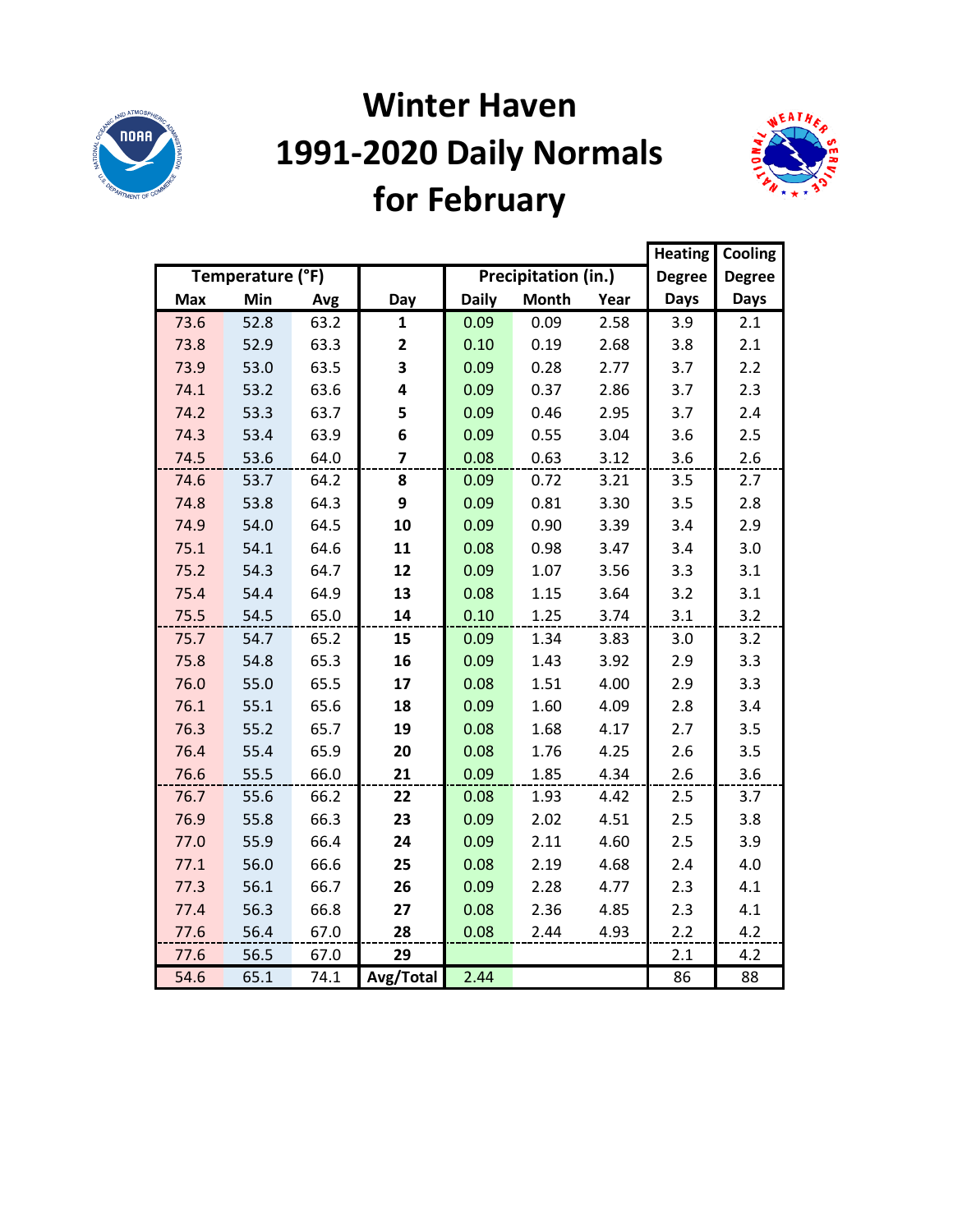# Winter Haven
# 1991-2020 Daily Normals
# for February

| Temperature (°F) | | | Day | Precipitation (in.) | | | Heating Degree Days | Cooling Degree Days |
|---|---|---|---|---|---|---|---|---|
| Max | Min | Avg | | Daily | Month | Year | | |
| 73.6 | 52.8 | 63.2 | **1** | 0.09 | 0.09 | 2.58 | 3.9 | 2.1 |
| 73.8 | 52.9 | 63.3 | **2** | 0.10 | 0.19 | 2.68 | 3.8 | 2.1 |
| 73.9 | 53.0 | 63.5 | **3** | 0.09 | 0.28 | 2.77 | 3.7 | 2.2 |
| 74.1 | 53.2 | 63.6 | **4** | 0.09 | 0.37 | 2.86 | 3.7 | 2.3 |
| 74.2 | 53.3 | 63.7 | **5** | 0.09 | 0.46 | 2.95 | 3.7 | 2.4 |
| 74.3 | 53.4 | 63.9 | **6** | 0.09 | 0.55 | 3.04 | 3.6 | 2.5 |
| 74.5 | 53.6 | 64.0 | **7** | 0.08 | 0.63 | 3.12 | 3.6 | 2.6 |
| 74.6 | 53.7 | 64.2 | **8** | 0.09 | 0.72 | 3.21 | 3.5 | 2.7 |
| 74.8 | 53.8 | 64.3 | **9** | 0.09 | 0.81 | 3.30 | 3.5 | 2.8 |
| 74.9 | 54.0 | 64.5 | **10** | 0.09 | 0.90 | 3.39 | 3.4 | 2.9 |
| 75.1 | 54.1 | 64.6 | **11** | 0.08 | 0.98 | 3.47 | 3.4 | 3.0 |
| 75.2 | 54.3 | 64.7 | **12** | 0.09 | 1.07 | 3.56 | 3.3 | 3.1 |
| 75.4 | 54.4 | 64.9 | **13** | 0.08 | 1.15 | 3.64 | 3.2 | 3.1 |
| 75.5 | 54.5 | 65.0 | **14** | 0.10 | 1.25 | 3.74 | 3.1 | 3.2 |
| 75.7 | 54.7 | 65.2 | **15** | 0.09 | 1.34 | 3.83 | 3.0 | 3.2 |
| 75.8 | 54.8 | 65.3 | **16** | 0.09 | 1.43 | 3.92 | 2.9 | 3.3 |
| 76.0 | 55.0 | 65.5 | **17** | 0.08 | 1.51 | 4.00 | 2.9 | 3.3 |
| 76.1 | 55.1 | 65.6 | **18** | 0.09 | 1.60 | 4.09 | 2.8 | 3.4 |
| 76.3 | 55.2 | 65.7 | **19** | 0.08 | 1.68 | 4.17 | 2.7 | 3.5 |
| 76.4 | 55.4 | 65.9 | **20** | 0.08 | 1.76 | 4.25 | 2.6 | 3.5 |
| 76.6 | 55.5 | 66.0 | **21** | 0.09 | 1.85 | 4.34 | 2.6 | 3.6 |
| 76.7 | 55.6 | 66.2 | **22** | 0.08 | 1.93 | 4.42 | 2.5 | 3.7 |
| 76.9 | 55.8 | 66.3 | **23** | 0.09 | 2.02 | 4.51 | 2.5 | 3.8 |
| 77.0 | 55.9 | 66.4 | **24** | 0.09 | 2.11 | 4.60 | 2.5 | 3.9 |
| 77.1 | 56.0 | 66.6 | **25** | 0.08 | 2.19 | 4.68 | 2.4 | 4.0 |
| 77.3 | 56.1 | 66.7 | **26** | 0.09 | 2.28 | 4.77 | 2.3 | 4.1 |
| 77.4 | 56.3 | 66.8 | **27** | 0.08 | 2.36 | 4.85 | 2.3 | 4.1 |
| 77.6 | 56.4 | 67.0 | **28** | 0.08 | 2.44 | 4.93 | 2.2 | 4.2 |
| 77.6 | 56.5 | 67.0 | **29** | | | | 2.1 | 4.2 |
| 54.6 | 65.1 | 74.1 | **Avg/Total** | 2.44 | | | 86 | 88 |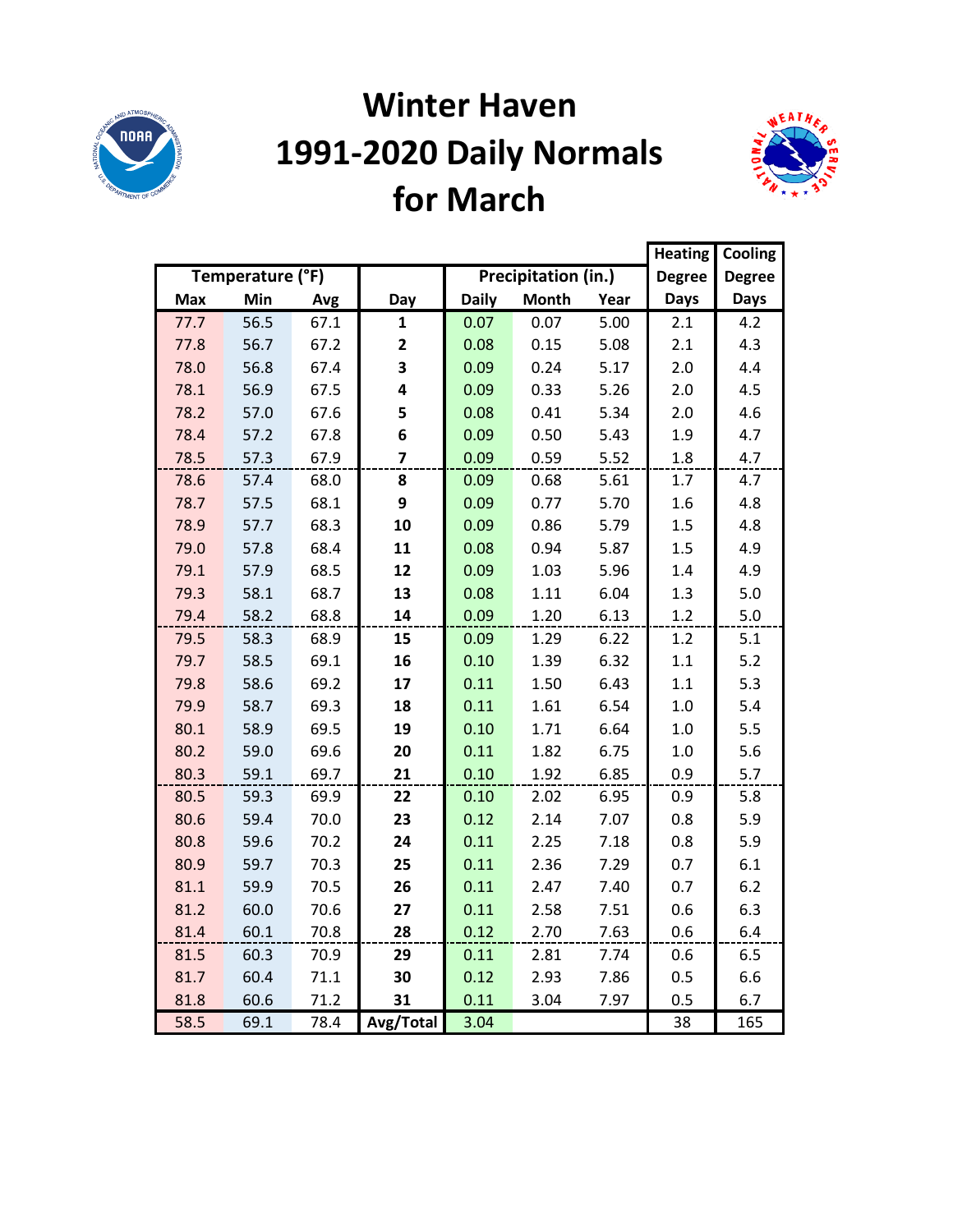# Winter Haven
# 1991-2020 Daily Normals
# for March

| Temperature (°F) | | | | Precipitation (in.) | | | Heating Degree Days | Cooling Degree Days |
|---|---|---|---|---|---|---|---|---|
| Max | Min | Avg | Day | Daily | Month | Year | | |
| 77.7 | 56.5 | 67.1 | 1 | 0.07 | 0.07 | 5.00 | 2.1 | 4.2 |
| 77.8 | 56.7 | 67.2 | 2 | 0.08 | 0.15 | 5.08 | 2.1 | 4.3 |
| 78.0 | 56.8 | 67.4 | 3 | 0.09 | 0.24 | 5.17 | 2.0 | 4.4 |
| 78.1 | 56.9 | 67.5 | 4 | 0.09 | 0.33 | 5.26 | 2.0 | 4.5 |
| 78.2 | 57.0 | 67.6 | 5 | 0.08 | 0.41 | 5.34 | 2.0 | 4.6 |
| 78.4 | 57.2 | 67.8 | 6 | 0.09 | 0.50 | 5.43 | 1.9 | 4.7 |
| 78.5 | 57.3 | 67.9 | 7 | 0.09 | 0.59 | 5.52 | 1.8 | 4.7 |
| 78.6 | 57.4 | 68.0 | 8 | 0.09 | 0.68 | 5.61 | 1.7 | 4.7 |
| 78.7 | 57.5 | 68.1 | 9 | 0.09 | 0.77 | 5.70 | 1.6 | 4.8 |
| 78.9 | 57.7 | 68.3 | 10 | 0.09 | 0.86 | 5.79 | 1.5 | 4.8 |
| 79.0 | 57.8 | 68.4 | 11 | 0.08 | 0.94 | 5.87 | 1.5 | 4.9 |
| 79.1 | 57.9 | 68.5 | 12 | 0.09 | 1.03 | 5.96 | 1.4 | 4.9 |
| 79.3 | 58.1 | 68.7 | 13 | 0.08 | 1.11 | 6.04 | 1.3 | 5.0 |
| 79.4 | 58.2 | 68.8 | 14 | 0.09 | 1.20 | 6.13 | 1.2 | 5.0 |
| 79.5 | 58.3 | 68.9 | 15 | 0.09 | 1.29 | 6.22 | 1.2 | 5.1 |
| 79.7 | 58.5 | 69.1 | 16 | 0.10 | 1.39 | 6.32 | 1.1 | 5.2 |
| 79.8 | 58.6 | 69.2 | 17 | 0.11 | 1.50 | 6.43 | 1.1 | 5.3 |
| 79.9 | 58.7 | 69.3 | 18 | 0.11 | 1.61 | 6.54 | 1.0 | 5.4 |
| 80.1 | 58.9 | 69.5 | 19 | 0.10 | 1.71 | 6.64 | 1.0 | 5.5 |
| 80.2 | 59.0 | 69.6 | 20 | 0.11 | 1.82 | 6.75 | 1.0 | 5.6 |
| 80.3 | 59.1 | 69.7 | 21 | 0.10 | 1.92 | 6.85 | 0.9 | 5.7 |
| 80.5 | 59.3 | 69.9 | 22 | 0.10 | 2.02 | 6.95 | 0.9 | 5.8 |
| 80.6 | 59.4 | 70.0 | 23 | 0.12 | 2.14 | 7.07 | 0.8 | 5.9 |
| 80.8 | 59.6 | 70.2 | 24 | 0.11 | 2.25 | 7.18 | 0.8 | 5.9 |
| 80.9 | 59.7 | 70.3 | 25 | 0.11 | 2.36 | 7.29 | 0.7 | 6.1 |
| 81.1 | 59.9 | 70.5 | 26 | 0.11 | 2.47 | 7.40 | 0.7 | 6.2 |
| 81.2 | 60.0 | 70.6 | 27 | 0.11 | 2.58 | 7.51 | 0.6 | 6.3 |
| 81.4 | 60.1 | 70.8 | 28 | 0.12 | 2.70 | 7.63 | 0.6 | 6.4 |
| 81.5 | 60.3 | 70.9 | 29 | 0.11 | 2.81 | 7.74 | 0.6 | 6.5 |
| 81.7 | 60.4 | 71.1 | 30 | 0.12 | 2.93 | 7.86 | 0.5 | 6.6 |
| 81.8 | 60.6 | 71.2 | 31 | 0.11 | 3.04 | 7.97 | 0.5 | 6.7 |
| 58.5 | 69.1 | 78.4 | Avg/Total | 3.04 | | | 38 | 165 |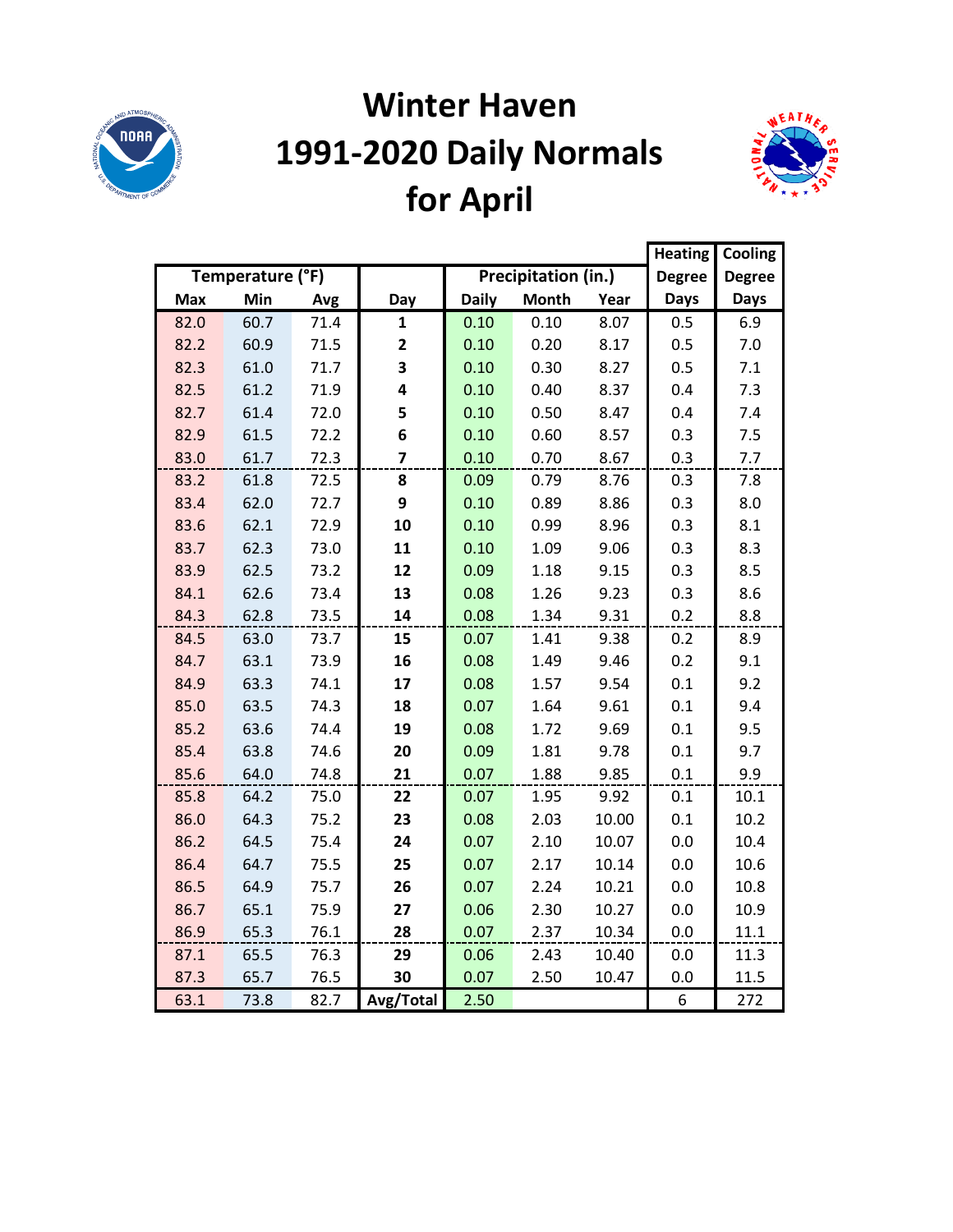# Winter Haven
# 1991-2020 Daily Normals
# for April

| Temperature (°F) | | | | Precipitation (in.) | | | Heating Degree Days | Cooling Degree Days |
|---|---|---|---|---|---|---|---|---|
| Max | Min | Avg | Day | Daily | Month | Year | | |
| 82.0 | 60.7 | 71.4 | **1** | 0.10 | 0.10 | 8.07 | 0.5 | 6.9 |
| 82.2 | 60.9 | 71.5 | **2** | 0.10 | 0.20 | 8.17 | 0.5 | 7.0 |
| 82.3 | 61.0 | 71.7 | **3** | 0.10 | 0.30 | 8.27 | 0.5 | 7.1 |
| 82.5 | 61.2 | 71.9 | **4** | 0.10 | 0.40 | 8.37 | 0.4 | 7.3 |
| 82.7 | 61.4 | 72.0 | **5** | 0.10 | 0.50 | 8.47 | 0.4 | 7.4 |
| 82.9 | 61.5 | 72.2 | **6** | 0.10 | 0.60 | 8.57 | 0.3 | 7.5 |
| 83.0 | 61.7 | 72.3 | **7** | 0.10 | 0.70 | 8.67 | 0.3 | 7.7 |
| 83.2 | 61.8 | 72.5 | **8** | 0.09 | 0.79 | 8.76 | 0.3 | 7.8 |
| 83.4 | 62.0 | 72.7 | **9** | 0.10 | 0.89 | 8.86 | 0.3 | 8.0 |
| 83.6 | 62.1 | 72.9 | **10** | 0.10 | 0.99 | 8.96 | 0.3 | 8.1 |
| 83.7 | 62.3 | 73.0 | **11** | 0.10 | 1.09 | 9.06 | 0.3 | 8.3 |
| 83.9 | 62.5 | 73.2 | **12** | 0.09 | 1.18 | 9.15 | 0.3 | 8.5 |
| 84.1 | 62.6 | 73.4 | **13** | 0.08 | 1.26 | 9.23 | 0.3 | 8.6 |
| 84.3 | 62.8 | 73.5 | **14** | 0.08 | 1.34 | 9.31 | 0.2 | 8.8 |
| 84.5 | 63.0 | 73.7 | **15** | 0.07 | 1.41 | 9.38 | 0.2 | 8.9 |
| 84.7 | 63.1 | 73.9 | **16** | 0.08 | 1.49 | 9.46 | 0.2 | 9.1 |
| 84.9 | 63.3 | 74.1 | **17** | 0.08 | 1.57 | 9.54 | 0.1 | 9.2 |
| 85.0 | 63.5 | 74.3 | **18** | 0.07 | 1.64 | 9.61 | 0.1 | 9.4 |
| 85.2 | 63.6 | 74.4 | **19** | 0.08 | 1.72 | 9.69 | 0.1 | 9.5 |
| 85.4 | 63.8 | 74.6 | **20** | 0.09 | 1.81 | 9.78 | 0.1 | 9.7 |
| 85.6 | 64.0 | 74.8 | **21** | 0.07 | 1.88 | 9.85 | 0.1 | 9.9 |
| 85.8 | 64.2 | 75.0 | **22** | 0.07 | 1.95 | 9.92 | 0.1 | 10.1 |
| 86.0 | 64.3 | 75.2 | **23** | 0.08 | 2.03 | 10.00 | 0.1 | 10.2 |
| 86.2 | 64.5 | 75.4 | **24** | 0.07 | 2.10 | 10.07 | 0.0 | 10.4 |
| 86.4 | 64.7 | 75.5 | **25** | 0.07 | 2.17 | 10.14 | 0.0 | 10.6 |
| 86.5 | 64.9 | 75.7 | **26** | 0.07 | 2.24 | 10.21 | 0.0 | 10.8 |
| 86.7 | 65.1 | 75.9 | **27** | 0.06 | 2.30 | 10.27 | 0.0 | 10.9 |
| 86.9 | 65.3 | 76.1 | **28** | 0.07 | 2.37 | 10.34 | 0.0 | 11.1 |
| 87.1 | 65.5 | 76.3 | **29** | 0.06 | 2.43 | 10.40 | 0.0 | 11.3 |
| 87.3 | 65.7 | 76.5 | **30** | 0.07 | 2.50 | 10.47 | 0.0 | 11.5 |
| 63.1 | 73.8 | 82.7 | **Avg/Total** | 2.50 | | | 6 | 272 |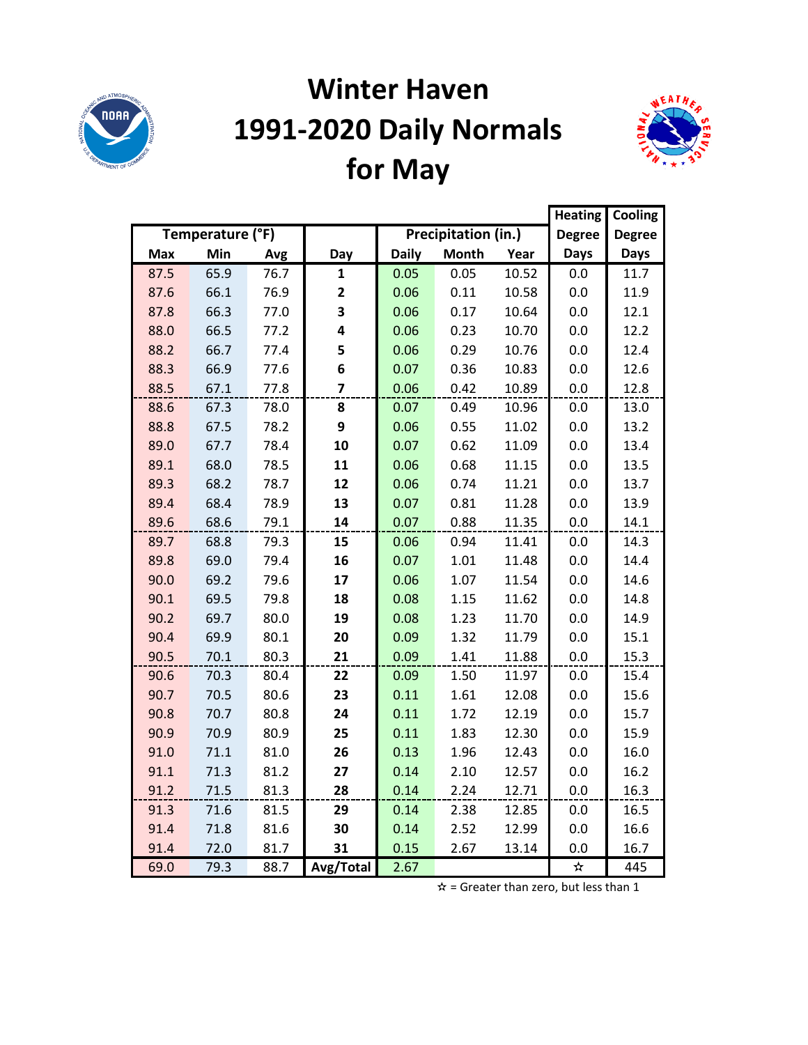# Winter Haven 1991-2020 Daily Normals for May

| Temperature (°F) | | | Day | Precipitation (in.) | | | Heating Degree Days | Cooling Degree Days |
|---|---|---|---|---|---|---|---|---|
| Max | Min | Avg | | Daily | Month | Year | | |
| 87.5 | 65.9 | 76.7 | **1** | 0.05 | 0.05 | 10.52 | 0.0 | 11.7 |
| 87.6 | 66.1 | 76.9 | **2** | 0.06 | 0.11 | 10.58 | 0.0 | 11.9 |
| 87.8 | 66.3 | 77.0 | **3** | 0.06 | 0.17 | 10.64 | 0.0 | 12.1 |
| 88.0 | 66.5 | 77.2 | **4** | 0.06 | 0.23 | 10.70 | 0.0 | 12.2 |
| 88.2 | 66.7 | 77.4 | **5** | 0.06 | 0.29 | 10.76 | 0.0 | 12.4 |
| 88.3 | 66.9 | 77.6 | **6** | 0.07 | 0.36 | 10.83 | 0.0 | 12.6 |
| 88.5 | 67.1 | 77.8 | **7** | 0.06 | 0.42 | 10.89 | 0.0 | 12.8 |
| 88.6 | 67.3 | 78.0 | **8** | 0.07 | 0.49 | 10.96 | 0.0 | 13.0 |
| 88.8 | 67.5 | 78.2 | **9** | 0.06 | 0.55 | 11.02 | 0.0 | 13.2 |
| 89.0 | 67.7 | 78.4 | **10** | 0.07 | 0.62 | 11.09 | 0.0 | 13.4 |
| 89.1 | 68.0 | 78.5 | **11** | 0.06 | 0.68 | 11.15 | 0.0 | 13.5 |
| 89.3 | 68.2 | 78.7 | **12** | 0.06 | 0.74 | 11.21 | 0.0 | 13.7 |
| 89.4 | 68.4 | 78.9 | **13** | 0.07 | 0.81 | 11.28 | 0.0 | 13.9 |
| 89.6 | 68.6 | 79.1 | **14** | 0.07 | 0.88 | 11.35 | 0.0 | 14.1 |
| 89.7 | 68.8 | 79.3 | **15** | 0.06 | 0.94 | 11.41 | 0.0 | 14.3 |
| 89.8 | 69.0 | 79.4 | **16** | 0.07 | 1.01 | 11.48 | 0.0 | 14.4 |
| 90.0 | 69.2 | 79.6 | **17** | 0.06 | 1.07 | 11.54 | 0.0 | 14.6 |
| 90.1 | 69.5 | 79.8 | **18** | 0.08 | 1.15 | 11.62 | 0.0 | 14.8 |
| 90.2 | 69.7 | 80.0 | **19** | 0.08 | 1.23 | 11.70 | 0.0 | 14.9 |
| 90.4 | 69.9 | 80.1 | **20** | 0.09 | 1.32 | 11.79 | 0.0 | 15.1 |
| 90.5 | 70.1 | 80.3 | **21** | 0.09 | 1.41 | 11.88 | 0.0 | 15.3 |
| 90.6 | 70.3 | 80.4 | **22** | 0.09 | 1.50 | 11.97 | 0.0 | 15.4 |
| 90.7 | 70.5 | 80.6 | **23** | 0.11 | 1.61 | 12.08 | 0.0 | 15.6 |
| 90.8 | 70.7 | 80.8 | **24** | 0.11 | 1.72 | 12.19 | 0.0 | 15.7 |
| 90.9 | 70.9 | 80.9 | **25** | 0.11 | 1.83 | 12.30 | 0.0 | 15.9 |
| 91.0 | 71.1 | 81.0 | **26** | 0.13 | 1.96 | 12.43 | 0.0 | 16.0 |
| 91.1 | 71.3 | 81.2 | **27** | 0.14 | 2.10 | 12.57 | 0.0 | 16.2 |
| 91.2 | 71.5 | 81.3 | **28** | 0.14 | 2.24 | 12.71 | 0.0 | 16.3 |
| 91.3 | 71.6 | 81.5 | **29** | 0.14 | 2.38 | 12.85 | 0.0 | 16.5 |
| 91.4 | 71.8 | 81.6 | **30** | 0.14 | 2.52 | 12.99 | 0.0 | 16.6 |
| 91.4 | 72.0 | 81.7 | **31** | 0.15 | 2.67 | 13.14 | 0.0 | 16.7 |
| 69.0 | 79.3 | 88.7 | **Avg/Total** | 2.67 | | | ☆ | 445 |

☆ = Greater than zero, but less than 1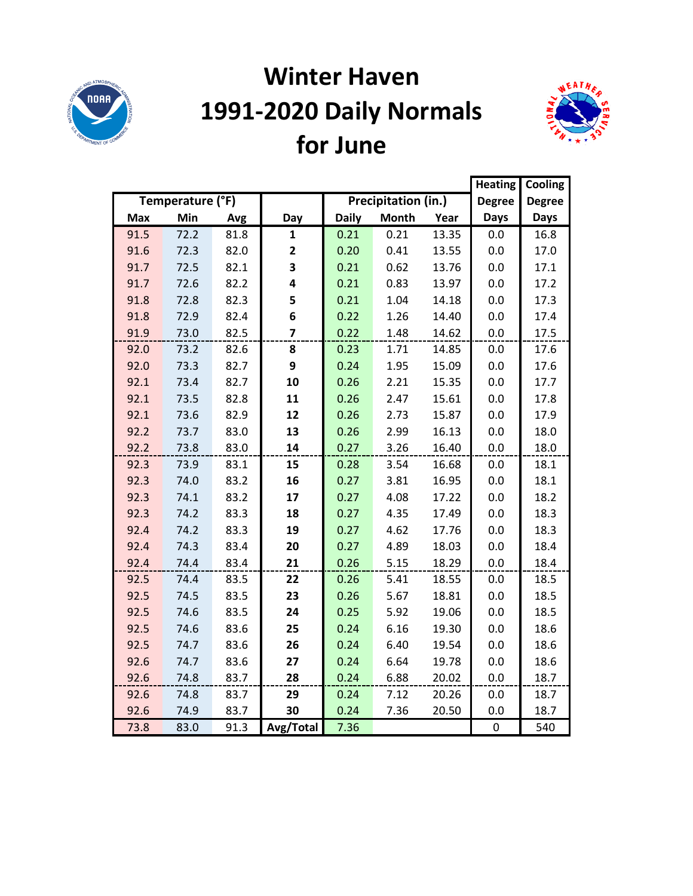# Winter Haven 1991-2020 Daily Normals for June

| Temperature (°F) | | | | Precipitation (in.) | | | Heating Degree | Cooling Degree |
|---|---|---|---|---|---|---|---|---|
| Max | Min | Avg | Day | Daily | Month | Year | Days | Days |
| 91.5 | 72.2 | 81.8 | 1 | 0.21 | 0.21 | 13.35 | 0.0 | 16.8 |
| 91.6 | 72.3 | 82.0 | 2 | 0.20 | 0.41 | 13.55 | 0.0 | 17.0 |
| 91.7 | 72.5 | 82.1 | 3 | 0.21 | 0.62 | 13.76 | 0.0 | 17.1 |
| 91.7 | 72.6 | 82.2 | 4 | 0.21 | 0.83 | 13.97 | 0.0 | 17.2 |
| 91.8 | 72.8 | 82.3 | 5 | 0.21 | 1.04 | 14.18 | 0.0 | 17.3 |
| 91.8 | 72.9 | 82.4 | 6 | 0.22 | 1.26 | 14.40 | 0.0 | 17.4 |
| 91.9 | 73.0 | 82.5 | 7 | 0.22 | 1.48 | 14.62 | 0.0 | 17.5 |
| 92.0 | 73.2 | 82.6 | 8 | 0.23 | 1.71 | 14.85 | 0.0 | 17.6 |
| 92.0 | 73.3 | 82.7 | 9 | 0.24 | 1.95 | 15.09 | 0.0 | 17.6 |
| 92.1 | 73.4 | 82.7 | 10 | 0.26 | 2.21 | 15.35 | 0.0 | 17.7 |
| 92.1 | 73.5 | 82.8 | 11 | 0.26 | 2.47 | 15.61 | 0.0 | 17.8 |
| 92.1 | 73.6 | 82.9 | 12 | 0.26 | 2.73 | 15.87 | 0.0 | 17.9 |
| 92.2 | 73.7 | 83.0 | 13 | 0.26 | 2.99 | 16.13 | 0.0 | 18.0 |
| 92.2 | 73.8 | 83.0 | 14 | 0.27 | 3.26 | 16.40 | 0.0 | 18.0 |
| 92.3 | 73.9 | 83.1 | 15 | 0.28 | 3.54 | 16.68 | 0.0 | 18.1 |
| 92.3 | 74.0 | 83.2 | 16 | 0.27 | 3.81 | 16.95 | 0.0 | 18.1 |
| 92.3 | 74.1 | 83.2 | 17 | 0.27 | 4.08 | 17.22 | 0.0 | 18.2 |
| 92.3 | 74.2 | 83.3 | 18 | 0.27 | 4.35 | 17.49 | 0.0 | 18.3 |
| 92.4 | 74.2 | 83.3 | 19 | 0.27 | 4.62 | 17.76 | 0.0 | 18.3 |
| 92.4 | 74.3 | 83.4 | 20 | 0.27 | 4.89 | 18.03 | 0.0 | 18.4 |
| 92.4 | 74.4 | 83.4 | 21 | 0.26 | 5.15 | 18.29 | 0.0 | 18.4 |
| 92.5 | 74.4 | 83.5 | 22 | 0.26 | 5.41 | 18.55 | 0.0 | 18.5 |
| 92.5 | 74.5 | 83.5 | 23 | 0.26 | 5.67 | 18.81 | 0.0 | 18.5 |
| 92.5 | 74.6 | 83.5 | 24 | 0.25 | 5.92 | 19.06 | 0.0 | 18.5 |
| 92.5 | 74.6 | 83.6 | 25 | 0.24 | 6.16 | 19.30 | 0.0 | 18.6 |
| 92.5 | 74.7 | 83.6 | 26 | 0.24 | 6.40 | 19.54 | 0.0 | 18.6 |
| 92.6 | 74.7 | 83.6 | 27 | 0.24 | 6.64 | 19.78 | 0.0 | 18.6 |
| 92.6 | 74.8 | 83.7 | 28 | 0.24 | 6.88 | 20.02 | 0.0 | 18.7 |
| 92.6 | 74.8 | 83.7 | 29 | 0.24 | 7.12 | 20.26 | 0.0 | 18.7 |
| 92.6 | 74.9 | 83.7 | 30 | 0.24 | 7.36 | 20.50 | 0.0 | 18.7 |
| 73.8 | 83.0 | 91.3 | Avg/Total | 7.36 | | | 0 | 540 |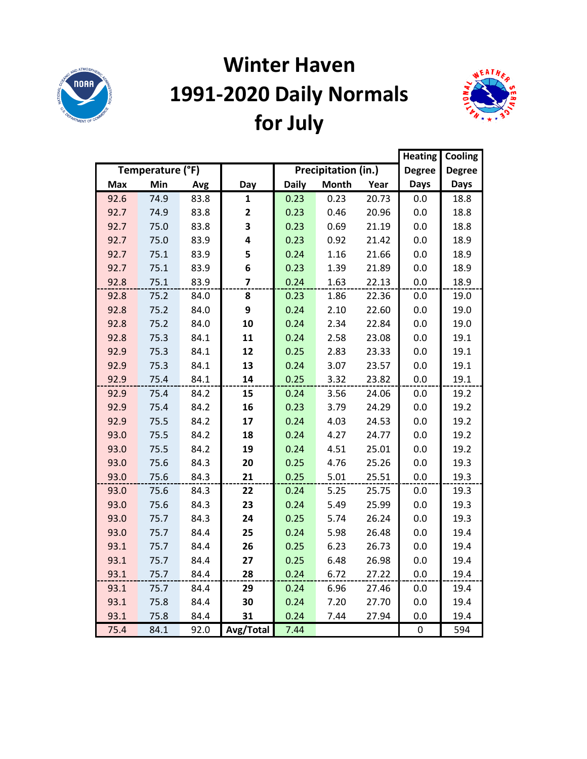# Winter Haven 1991-2020 Daily Normals for July

| Temperature (°F) | | | | Precipitation (in.) | | | Heating Degree Days | Cooling Degree Days |
|---|---|---|---|---|---|---|---|---|
| Max | Min | Avg | Day | Daily | Month | Year | | |
| 92.6 | 74.9 | 83.8 | 1 | 0.23 | 0.23 | 20.73 | 0.0 | 18.8 |
| 92.7 | 74.9 | 83.8 | 2 | 0.23 | 0.46 | 20.96 | 0.0 | 18.8 |
| 92.7 | 75.0 | 83.8 | 3 | 0.23 | 0.69 | 21.19 | 0.0 | 18.8 |
| 92.7 | 75.0 | 83.9 | 4 | 0.23 | 0.92 | 21.42 | 0.0 | 18.9 |
| 92.7 | 75.1 | 83.9 | 5 | 0.24 | 1.16 | 21.66 | 0.0 | 18.9 |
| 92.7 | 75.1 | 83.9 | 6 | 0.23 | 1.39 | 21.89 | 0.0 | 18.9 |
| 92.8 | 75.1 | 83.9 | 7 | 0.24 | 1.63 | 22.13 | 0.0 | 18.9 |
| 92.8 | 75.2 | 84.0 | 8 | 0.23 | 1.86 | 22.36 | 0.0 | 19.0 |
| 92.8 | 75.2 | 84.0 | 9 | 0.24 | 2.10 | 22.60 | 0.0 | 19.0 |
| 92.8 | 75.2 | 84.0 | 10 | 0.24 | 2.34 | 22.84 | 0.0 | 19.0 |
| 92.8 | 75.3 | 84.1 | 11 | 0.24 | 2.58 | 23.08 | 0.0 | 19.1 |
| 92.9 | 75.3 | 84.1 | 12 | 0.25 | 2.83 | 23.33 | 0.0 | 19.1 |
| 92.9 | 75.3 | 84.1 | 13 | 0.24 | 3.07 | 23.57 | 0.0 | 19.1 |
| 92.9 | 75.4 | 84.1 | 14 | 0.25 | 3.32 | 23.82 | 0.0 | 19.1 |
| 92.9 | 75.4 | 84.2 | 15 | 0.24 | 3.56 | 24.06 | 0.0 | 19.2 |
| 92.9 | 75.4 | 84.2 | 16 | 0.23 | 3.79 | 24.29 | 0.0 | 19.2 |
| 92.9 | 75.5 | 84.2 | 17 | 0.24 | 4.03 | 24.53 | 0.0 | 19.2 |
| 93.0 | 75.5 | 84.2 | 18 | 0.24 | 4.27 | 24.77 | 0.0 | 19.2 |
| 93.0 | 75.5 | 84.2 | 19 | 0.24 | 4.51 | 25.01 | 0.0 | 19.2 |
| 93.0 | 75.6 | 84.3 | 20 | 0.25 | 4.76 | 25.26 | 0.0 | 19.3 |
| 93.0 | 75.6 | 84.3 | 21 | 0.25 | 5.01 | 25.51 | 0.0 | 19.3 |
| 93.0 | 75.6 | 84.3 | 22 | 0.24 | 5.25 | 25.75 | 0.0 | 19.3 |
| 93.0 | 75.6 | 84.3 | 23 | 0.24 | 5.49 | 25.99 | 0.0 | 19.3 |
| 93.0 | 75.7 | 84.3 | 24 | 0.25 | 5.74 | 26.24 | 0.0 | 19.3 |
| 93.0 | 75.7 | 84.4 | 25 | 0.24 | 5.98 | 26.48 | 0.0 | 19.4 |
| 93.1 | 75.7 | 84.4 | 26 | 0.25 | 6.23 | 26.73 | 0.0 | 19.4 |
| 93.1 | 75.7 | 84.4 | 27 | 0.25 | 6.48 | 26.98 | 0.0 | 19.4 |
| 93.1 | 75.7 | 84.4 | 28 | 0.24 | 6.72 | 27.22 | 0.0 | 19.4 |
| 93.1 | 75.7 | 84.4 | 29 | 0.24 | 6.96 | 27.46 | 0.0 | 19.4 |
| 93.1 | 75.8 | 84.4 | 30 | 0.24 | 7.20 | 27.70 | 0.0 | 19.4 |
| 93.1 | 75.8 | 84.4 | 31 | 0.24 | 7.44 | 27.94 | 0.0 | 19.4 |
| 75.4 | 84.1 | 92.0 | Avg/Total | 7.44 | | | 0 | 594 |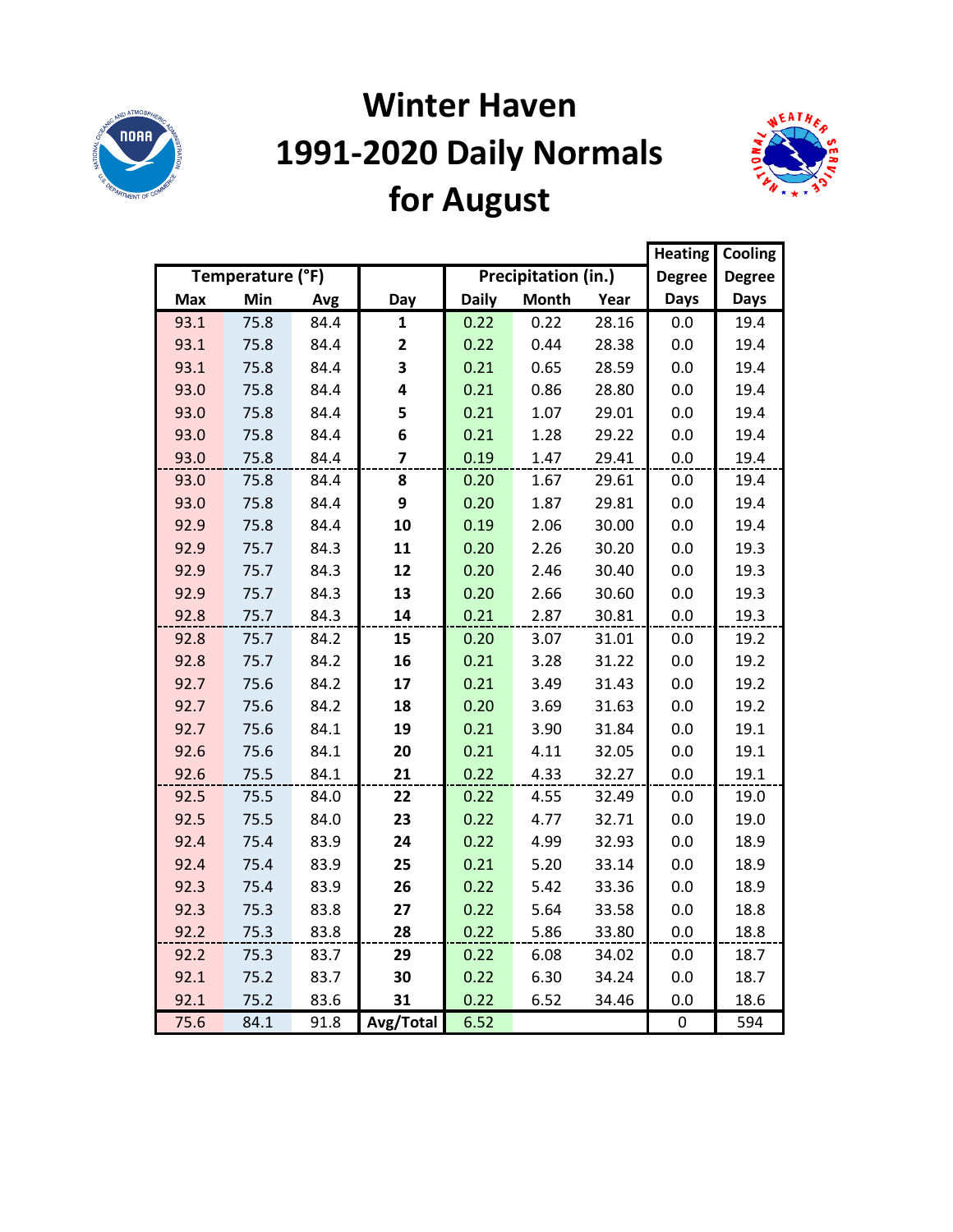# Winter Haven 1991-2020 Daily Normals for August

| Temperature (°F) | | | | Precipitation (in.) | | | Heating Degree Days | Cooling Degree Days |
|---|---|---|---|---|---|---|---|---|
| Max | Min | Avg | Day | Daily | Month | Year | | |
| 93.1 | 75.8 | 84.4 | 1 | 0.22 | 0.22 | 28.16 | 0.0 | 19.4 |
| 93.1 | 75.8 | 84.4 | 2 | 0.22 | 0.44 | 28.38 | 0.0 | 19.4 |
| 93.1 | 75.8 | 84.4 | 3 | 0.21 | 0.65 | 28.59 | 0.0 | 19.4 |
| 93.0 | 75.8 | 84.4 | 4 | 0.21 | 0.86 | 28.80 | 0.0 | 19.4 |
| 93.0 | 75.8 | 84.4 | 5 | 0.21 | 1.07 | 29.01 | 0.0 | 19.4 |
| 93.0 | 75.8 | 84.4 | 6 | 0.21 | 1.28 | 29.22 | 0.0 | 19.4 |
| 93.0 | 75.8 | 84.4 | 7 | 0.19 | 1.47 | 29.41 | 0.0 | 19.4 |
| 93.0 | 75.8 | 84.4 | 8 | 0.20 | 1.67 | 29.61 | 0.0 | 19.4 |
| 93.0 | 75.8 | 84.4 | 9 | 0.20 | 1.87 | 29.81 | 0.0 | 19.4 |
| 92.9 | 75.8 | 84.4 | 10 | 0.19 | 2.06 | 30.00 | 0.0 | 19.4 |
| 92.9 | 75.7 | 84.3 | 11 | 0.20 | 2.26 | 30.20 | 0.0 | 19.3 |
| 92.9 | 75.7 | 84.3 | 12 | 0.20 | 2.46 | 30.40 | 0.0 | 19.3 |
| 92.9 | 75.7 | 84.3 | 13 | 0.20 | 2.66 | 30.60 | 0.0 | 19.3 |
| 92.8 | 75.7 | 84.3 | 14 | 0.21 | 2.87 | 30.81 | 0.0 | 19.3 |
| 92.8 | 75.7 | 84.2 | 15 | 0.20 | 3.07 | 31.01 | 0.0 | 19.2 |
| 92.8 | 75.7 | 84.2 | 16 | 0.21 | 3.28 | 31.22 | 0.0 | 19.2 |
| 92.7 | 75.6 | 84.2 | 17 | 0.21 | 3.49 | 31.43 | 0.0 | 19.2 |
| 92.7 | 75.6 | 84.2 | 18 | 0.20 | 3.69 | 31.63 | 0.0 | 19.2 |
| 92.7 | 75.6 | 84.1 | 19 | 0.21 | 3.90 | 31.84 | 0.0 | 19.1 |
| 92.6 | 75.6 | 84.1 | 20 | 0.21 | 4.11 | 32.05 | 0.0 | 19.1 |
| 92.6 | 75.5 | 84.1 | 21 | 0.22 | 4.33 | 32.27 | 0.0 | 19.1 |
| 92.5 | 75.5 | 84.0 | 22 | 0.22 | 4.55 | 32.49 | 0.0 | 19.0 |
| 92.5 | 75.5 | 84.0 | 23 | 0.22 | 4.77 | 32.71 | 0.0 | 19.0 |
| 92.4 | 75.4 | 83.9 | 24 | 0.22 | 4.99 | 32.93 | 0.0 | 18.9 |
| 92.4 | 75.4 | 83.9 | 25 | 0.21 | 5.20 | 33.14 | 0.0 | 18.9 |
| 92.3 | 75.4 | 83.9 | 26 | 0.22 | 5.42 | 33.36 | 0.0 | 18.9 |
| 92.3 | 75.3 | 83.8 | 27 | 0.22 | 5.64 | 33.58 | 0.0 | 18.8 |
| 92.2 | 75.3 | 83.8 | 28 | 0.22 | 5.86 | 33.80 | 0.0 | 18.8 |
| 92.2 | 75.3 | 83.7 | 29 | 0.22 | 6.08 | 34.02 | 0.0 | 18.7 |
| 92.1 | 75.2 | 83.7 | 30 | 0.22 | 6.30 | 34.24 | 0.0 | 18.7 |
| 92.1 | 75.2 | 83.6 | 31 | 0.22 | 6.52 | 34.46 | 0.0 | 18.6 |
| 75.6 | 84.1 | 91.8 | Avg/Total | 6.52 | | | 0 | 594 |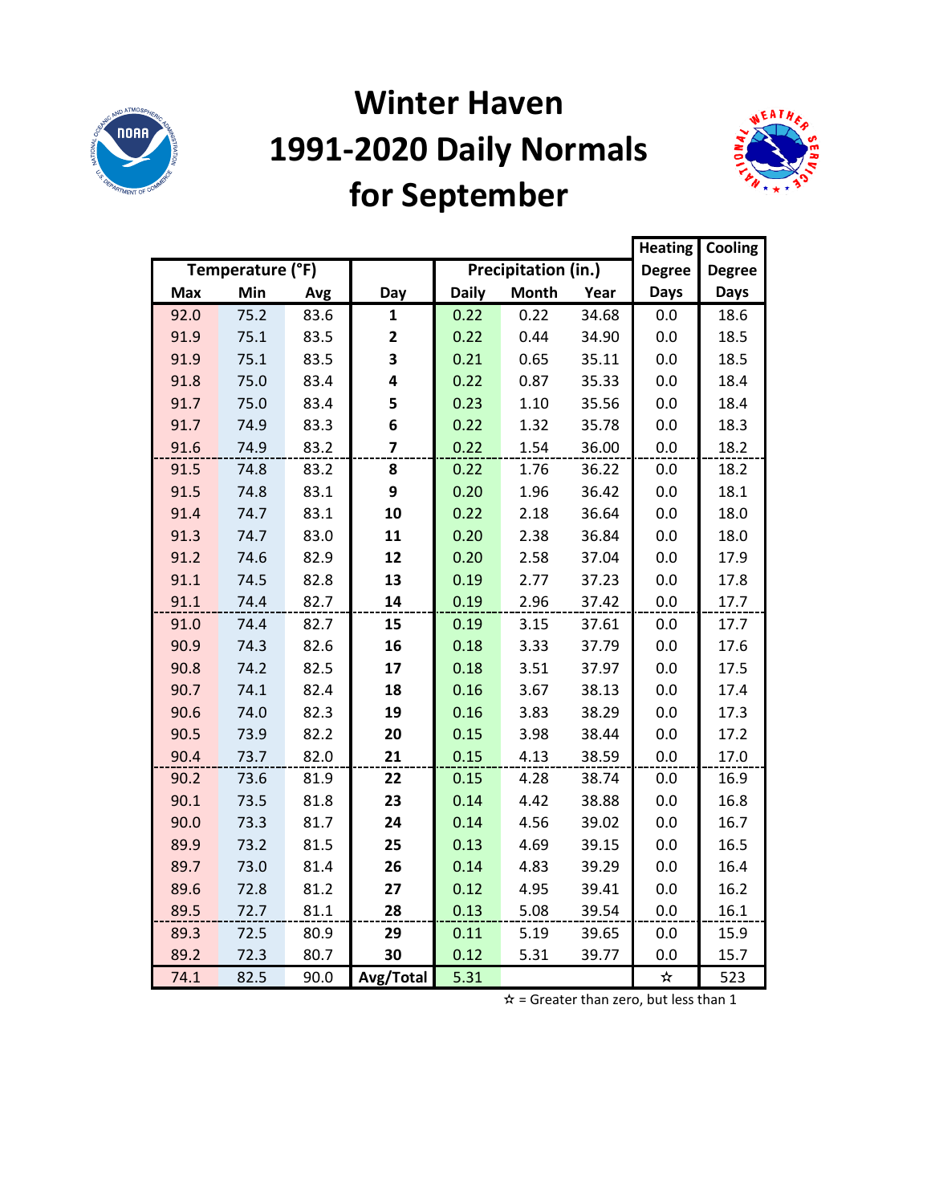# Winter Haven
# 1991-2020 Daily Normals
# for September

| Temperature (°F) | | | | Precipitation (in.) | | | Heating Degree Days | Cooling Degree Days |
|---|---|---|---|---|---|---|---|---|
| Max | Min | Avg | Day | Daily | Month | Year | | |
| 92.0 | 75.2 | 83.6 | 1 | 0.22 | 0.22 | 34.68 | 0.0 | 18.6 |
| 91.9 | 75.1 | 83.5 | 2 | 0.22 | 0.44 | 34.90 | 0.0 | 18.5 |
| 91.9 | 75.1 | 83.5 | 3 | 0.21 | 0.65 | 35.11 | 0.0 | 18.5 |
| 91.8 | 75.0 | 83.4 | 4 | 0.22 | 0.87 | 35.33 | 0.0 | 18.4 |
| 91.7 | 75.0 | 83.4 | 5 | 0.23 | 1.10 | 35.56 | 0.0 | 18.4 |
| 91.7 | 74.9 | 83.3 | 6 | 0.22 | 1.32 | 35.78 | 0.0 | 18.3 |
| 91.6 | 74.9 | 83.2 | 7 | 0.22 | 1.54 | 36.00 | 0.0 | 18.2 |
| 91.5 | 74.8 | 83.2 | 8 | 0.22 | 1.76 | 36.22 | 0.0 | 18.2 |
| 91.5 | 74.8 | 83.1 | 9 | 0.20 | 1.96 | 36.42 | 0.0 | 18.1 |
| 91.4 | 74.7 | 83.1 | 10 | 0.22 | 2.18 | 36.64 | 0.0 | 18.0 |
| 91.3 | 74.7 | 83.0 | 11 | 0.20 | 2.38 | 36.84 | 0.0 | 18.0 |
| 91.2 | 74.6 | 82.9 | 12 | 0.20 | 2.58 | 37.04 | 0.0 | 17.9 |
| 91.1 | 74.5 | 82.8 | 13 | 0.19 | 2.77 | 37.23 | 0.0 | 17.8 |
| 91.1 | 74.4 | 82.7 | 14 | 0.19 | 2.96 | 37.42 | 0.0 | 17.7 |
| 91.0 | 74.4 | 82.7 | 15 | 0.19 | 3.15 | 37.61 | 0.0 | 17.7 |
| 90.9 | 74.3 | 82.6 | 16 | 0.18 | 3.33 | 37.79 | 0.0 | 17.6 |
| 90.8 | 74.2 | 82.5 | 17 | 0.18 | 3.51 | 37.97 | 0.0 | 17.5 |
| 90.7 | 74.1 | 82.4 | 18 | 0.16 | 3.67 | 38.13 | 0.0 | 17.4 |
| 90.6 | 74.0 | 82.3 | 19 | 0.16 | 3.83 | 38.29 | 0.0 | 17.3 |
| 90.5 | 73.9 | 82.2 | 20 | 0.15 | 3.98 | 38.44 | 0.0 | 17.2 |
| 90.4 | 73.7 | 82.0 | 21 | 0.15 | 4.13 | 38.59 | 0.0 | 17.0 |
| 90.2 | 73.6 | 81.9 | 22 | 0.15 | 4.28 | 38.74 | 0.0 | 16.9 |
| 90.1 | 73.5 | 81.8 | 23 | 0.14 | 4.42 | 38.88 | 0.0 | 16.8 |
| 90.0 | 73.3 | 81.7 | 24 | 0.14 | 4.56 | 39.02 | 0.0 | 16.7 |
| 89.9 | 73.2 | 81.5 | 25 | 0.13 | 4.69 | 39.15 | 0.0 | 16.5 |
| 89.7 | 73.0 | 81.4 | 26 | 0.14 | 4.83 | 39.29 | 0.0 | 16.4 |
| 89.6 | 72.8 | 81.2 | 27 | 0.12 | 4.95 | 39.41 | 0.0 | 16.2 |
| 89.5 | 72.7 | 81.1 | 28 | 0.13 | 5.08 | 39.54 | 0.0 | 16.1 |
| 89.3 | 72.5 | 80.9 | 29 | 0.11 | 5.19 | 39.65 | 0.0 | 15.9 |
| 89.2 | 72.3 | 80.7 | 30 | 0.12 | 5.31 | 39.77 | 0.0 | 15.7 |
| 74.1 | 82.5 | 90.0 | Avg/Total | 5.31 | | | ☆ | 523 |

☆ = Greater than zero, but less than 1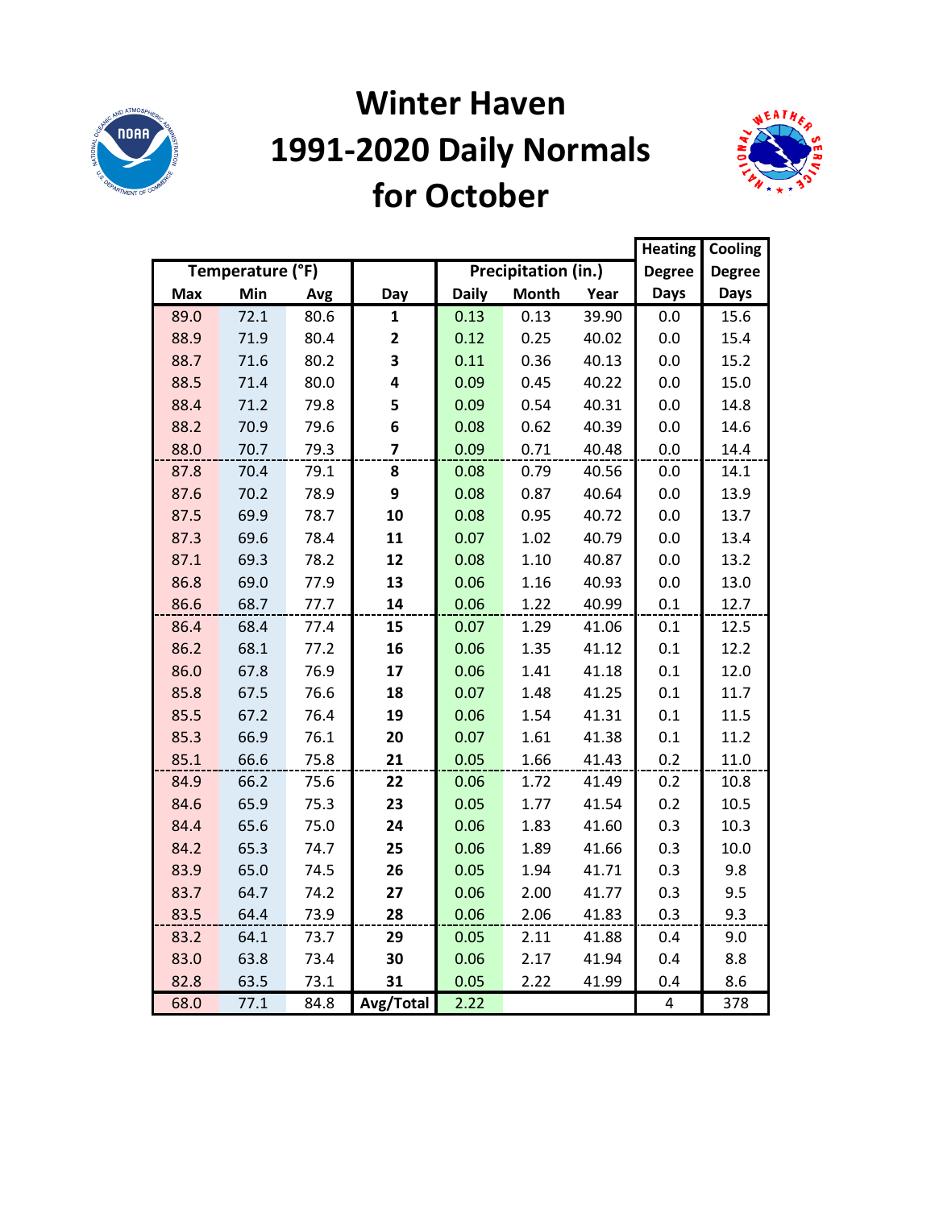# Winter Haven 1991-2020 Daily Normals for October

| Temperature (°F) | | | | Precipitation (in.) | | | Heating Degree Days | Cooling Degree Days |
|---|---|---|---|---|---|---|---|---|
| Max | Min | Avg | Day | Daily | Month | Year | | |
| 89.0 | 72.1 | 80.6 | 1 | 0.13 | 0.13 | 39.90 | 0.0 | 15.6 |
| 88.9 | 71.9 | 80.4 | 2 | 0.12 | 0.25 | 40.02 | 0.0 | 15.4 |
| 88.7 | 71.6 | 80.2 | 3 | 0.11 | 0.36 | 40.13 | 0.0 | 15.2 |
| 88.5 | 71.4 | 80.0 | 4 | 0.09 | 0.45 | 40.22 | 0.0 | 15.0 |
| 88.4 | 71.2 | 79.8 | 5 | 0.09 | 0.54 | 40.31 | 0.0 | 14.8 |
| 88.2 | 70.9 | 79.6 | 6 | 0.08 | 0.62 | 40.39 | 0.0 | 14.6 |
| 88.0 | 70.7 | 79.3 | 7 | 0.09 | 0.71 | 40.48 | 0.0 | 14.4 |
| 87.8 | 70.4 | 79.1 | 8 | 0.08 | 0.79 | 40.56 | 0.0 | 14.1 |
| 87.6 | 70.2 | 78.9 | 9 | 0.08 | 0.87 | 40.64 | 0.0 | 13.9 |
| 87.5 | 69.9 | 78.7 | 10 | 0.08 | 0.95 | 40.72 | 0.0 | 13.7 |
| 87.3 | 69.6 | 78.4 | 11 | 0.07 | 1.02 | 40.79 | 0.0 | 13.4 |
| 87.1 | 69.3 | 78.2 | 12 | 0.08 | 1.10 | 40.87 | 0.0 | 13.2 |
| 86.8 | 69.0 | 77.9 | 13 | 0.06 | 1.16 | 40.93 | 0.0 | 13.0 |
| 86.6 | 68.7 | 77.7 | 14 | 0.06 | 1.22 | 40.99 | 0.1 | 12.7 |
| 86.4 | 68.4 | 77.4 | 15 | 0.07 | 1.29 | 41.06 | 0.1 | 12.5 |
| 86.2 | 68.1 | 77.2 | 16 | 0.06 | 1.35 | 41.12 | 0.1 | 12.2 |
| 86.0 | 67.8 | 76.9 | 17 | 0.06 | 1.41 | 41.18 | 0.1 | 12.0 |
| 85.8 | 67.5 | 76.6 | 18 | 0.07 | 1.48 | 41.25 | 0.1 | 11.7 |
| 85.5 | 67.2 | 76.4 | 19 | 0.06 | 1.54 | 41.31 | 0.1 | 11.5 |
| 85.3 | 66.9 | 76.1 | 20 | 0.07 | 1.61 | 41.38 | 0.1 | 11.2 |
| 85.1 | 66.6 | 75.8 | 21 | 0.05 | 1.66 | 41.43 | 0.2 | 11.0 |
| 84.9 | 66.2 | 75.6 | 22 | 0.06 | 1.72 | 41.49 | 0.2 | 10.8 |
| 84.6 | 65.9 | 75.3 | 23 | 0.05 | 1.77 | 41.54 | 0.2 | 10.5 |
| 84.4 | 65.6 | 75.0 | 24 | 0.06 | 1.83 | 41.60 | 0.3 | 10.3 |
| 84.2 | 65.3 | 74.7 | 25 | 0.06 | 1.89 | 41.66 | 0.3 | 10.0 |
| 83.9 | 65.0 | 74.5 | 26 | 0.05 | 1.94 | 41.71 | 0.3 | 9.8 |
| 83.7 | 64.7 | 74.2 | 27 | 0.06 | 2.00 | 41.77 | 0.3 | 9.5 |
| 83.5 | 64.4 | 73.9 | 28 | 0.06 | 2.06 | 41.83 | 0.3 | 9.3 |
| 83.2 | 64.1 | 73.7 | 29 | 0.05 | 2.11 | 41.88 | 0.4 | 9.0 |
| 83.0 | 63.8 | 73.4 | 30 | 0.06 | 2.17 | 41.94 | 0.4 | 8.8 |
| 82.8 | 63.5 | 73.1 | 31 | 0.05 | 2.22 | 41.99 | 0.4 | 8.6 |
| 68.0 | 77.1 | 84.8 | Avg/Total | 2.22 | | | 4 | 378 |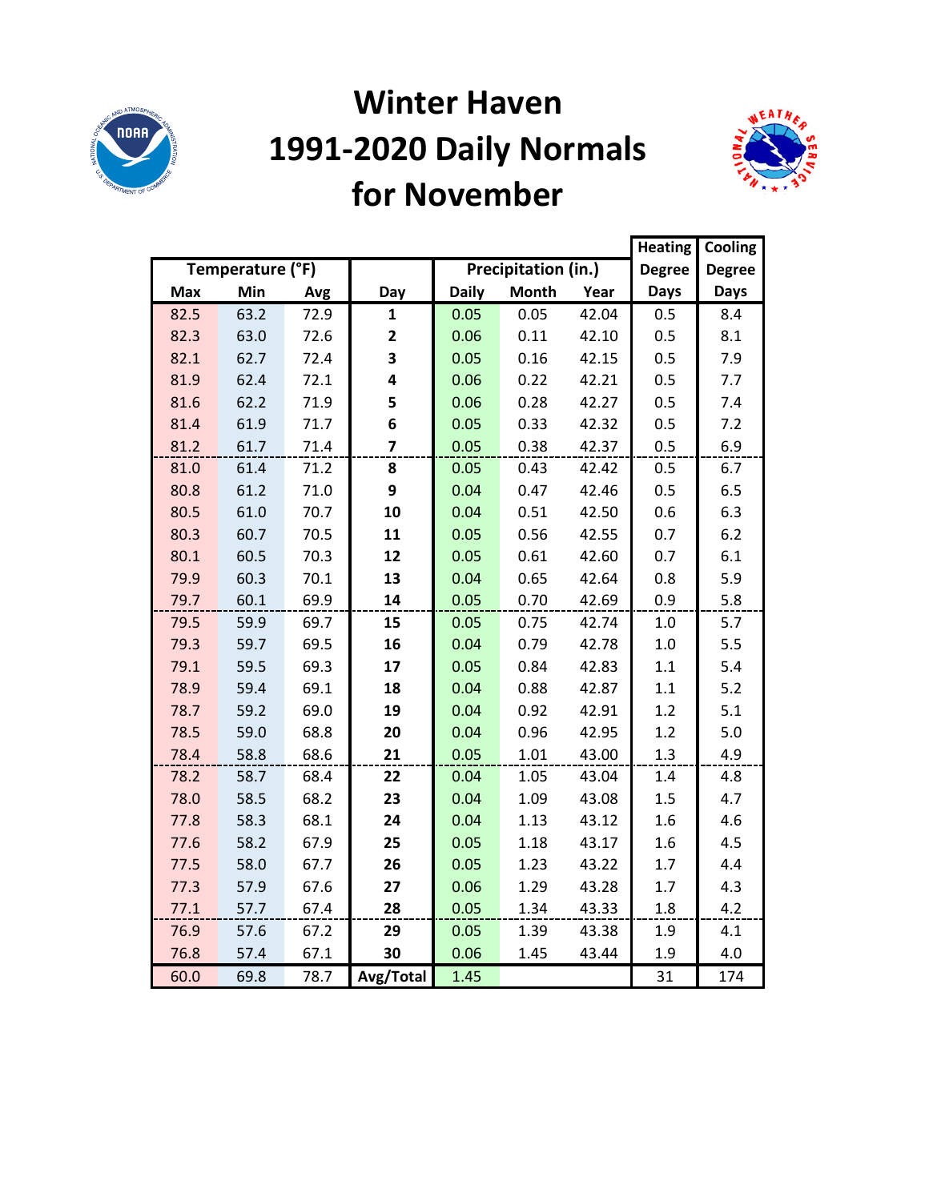# Winter Haven 1991-2020 Daily Normals for November

| Temperature (°F) | | | | Precipitation (in.) | | | Heating Degree Days | Cooling Degree Days |
|---|---|---|---|---|---|---|---|---|
| Max | Min | Avg | Day | Daily | Month | Year | | |
| 82.5 | 63.2 | 72.9 | 1 | 0.05 | 0.05 | 42.04 | 0.5 | 8.4 |
| 82.3 | 63.0 | 72.6 | 2 | 0.06 | 0.11 | 42.10 | 0.5 | 8.1 |
| 82.1 | 62.7 | 72.4 | 3 | 0.05 | 0.16 | 42.15 | 0.5 | 7.9 |
| 81.9 | 62.4 | 72.1 | 4 | 0.06 | 0.22 | 42.21 | 0.5 | 7.7 |
| 81.6 | 62.2 | 71.9 | 5 | 0.06 | 0.28 | 42.27 | 0.5 | 7.4 |
| 81.4 | 61.9 | 71.7 | 6 | 0.05 | 0.33 | 42.32 | 0.5 | 7.2 |
| 81.2 | 61.7 | 71.4 | 7 | 0.05 | 0.38 | 42.37 | 0.5 | 6.9 |
| 81.0 | 61.4 | 71.2 | 8 | 0.05 | 0.43 | 42.42 | 0.5 | 6.7 |
| 80.8 | 61.2 | 71.0 | 9 | 0.04 | 0.47 | 42.46 | 0.5 | 6.5 |
| 80.5 | 61.0 | 70.7 | 10 | 0.04 | 0.51 | 42.50 | 0.6 | 6.3 |
| 80.3 | 60.7 | 70.5 | 11 | 0.05 | 0.56 | 42.55 | 0.7 | 6.2 |
| 80.1 | 60.5 | 70.3 | 12 | 0.05 | 0.61 | 42.60 | 0.7 | 6.1 |
| 79.9 | 60.3 | 70.1 | 13 | 0.04 | 0.65 | 42.64 | 0.8 | 5.9 |
| 79.7 | 60.1 | 69.9 | 14 | 0.05 | 0.70 | 42.69 | 0.9 | 5.8 |
| 79.5 | 59.9 | 69.7 | 15 | 0.05 | 0.75 | 42.74 | 1.0 | 5.7 |
| 79.3 | 59.7 | 69.5 | 16 | 0.04 | 0.79 | 42.78 | 1.0 | 5.5 |
| 79.1 | 59.5 | 69.3 | 17 | 0.05 | 0.84 | 42.83 | 1.1 | 5.4 |
| 78.9 | 59.4 | 69.1 | 18 | 0.04 | 0.88 | 42.87 | 1.1 | 5.2 |
| 78.7 | 59.2 | 69.0 | 19 | 0.04 | 0.92 | 42.91 | 1.2 | 5.1 |
| 78.5 | 59.0 | 68.8 | 20 | 0.04 | 0.96 | 42.95 | 1.2 | 5.0 |
| 78.4 | 58.8 | 68.6 | 21 | 0.05 | 1.01 | 43.00 | 1.3 | 4.9 |
| 78.2 | 58.7 | 68.4 | 22 | 0.04 | 1.05 | 43.04 | 1.4 | 4.8 |
| 78.0 | 58.5 | 68.2 | 23 | 0.04 | 1.09 | 43.08 | 1.5 | 4.7 |
| 77.8 | 58.3 | 68.1 | 24 | 0.04 | 1.13 | 43.12 | 1.6 | 4.6 |
| 77.6 | 58.2 | 67.9 | 25 | 0.05 | 1.18 | 43.17 | 1.6 | 4.5 |
| 77.5 | 58.0 | 67.7 | 26 | 0.05 | 1.23 | 43.22 | 1.7 | 4.4 |
| 77.3 | 57.9 | 67.6 | 27 | 0.06 | 1.29 | 43.28 | 1.7 | 4.3 |
| 77.1 | 57.7 | 67.4 | 28 | 0.05 | 1.34 | 43.33 | 1.8 | 4.2 |
| 76.9 | 57.6 | 67.2 | 29 | 0.05 | 1.39 | 43.38 | 1.9 | 4.1 |
| 76.8 | 57.4 | 67.1 | 30 | 0.06 | 1.45 | 43.44 | 1.9 | 4.0 |
| 60.0 | 69.8 | 78.7 | Avg/Total | 1.45 | | | 31 | 174 |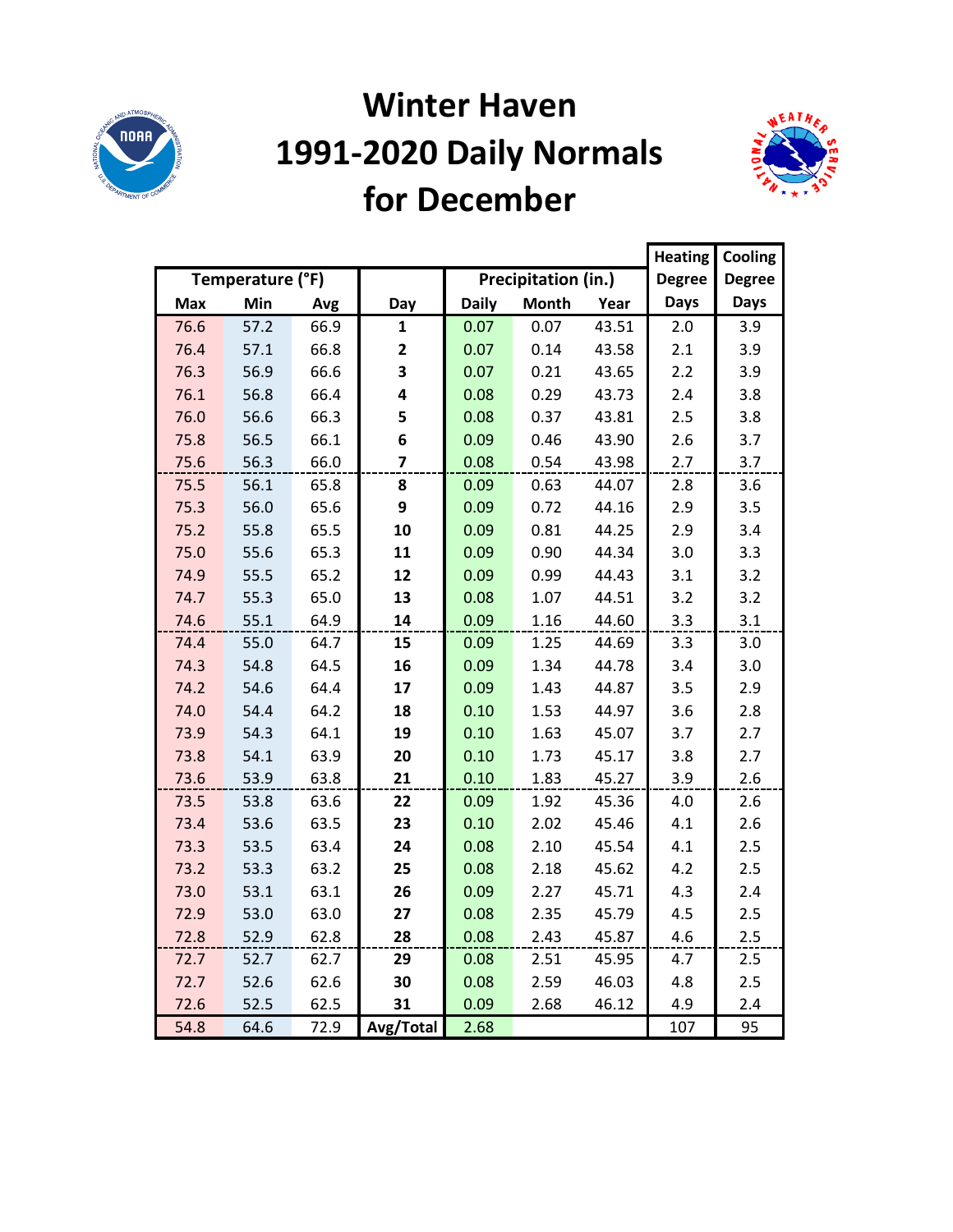# Winter Haven
# 1991-2020 Daily Normals
# for December

| Temperature (°F) | | | | Precipitation (in.) | | | Heating Degree Days | Cooling Degree Days |
|---|---|---|---|---|---|---|---|---|
| Max | Min | Avg | Day | Daily | Month | Year | | |
| 76.6 | 57.2 | 66.9 | **1** | 0.07 | 0.07 | 43.51 | 2.0 | 3.9 |
| 76.4 | 57.1 | 66.8 | **2** | 0.07 | 0.14 | 43.58 | 2.1 | 3.9 |
| 76.3 | 56.9 | 66.6 | **3** | 0.07 | 0.21 | 43.65 | 2.2 | 3.9 |
| 76.1 | 56.8 | 66.4 | **4** | 0.08 | 0.29 | 43.73 | 2.4 | 3.8 |
| 76.0 | 56.6 | 66.3 | **5** | 0.08 | 0.37 | 43.81 | 2.5 | 3.8 |
| 75.8 | 56.5 | 66.1 | **6** | 0.09 | 0.46 | 43.90 | 2.6 | 3.7 |
| 75.6 | 56.3 | 66.0 | **7** | 0.08 | 0.54 | 43.98 | 2.7 | 3.7 |
| 75.5 | 56.1 | 65.8 | **8** | 0.09 | 0.63 | 44.07 | 2.8 | 3.6 |
| 75.3 | 56.0 | 65.6 | **9** | 0.09 | 0.72 | 44.16 | 2.9 | 3.5 |
| 75.2 | 55.8 | 65.5 | **10** | 0.09 | 0.81 | 44.25 | 2.9 | 3.4 |
| 75.0 | 55.6 | 65.3 | **11** | 0.09 | 0.90 | 44.34 | 3.0 | 3.3 |
| 74.9 | 55.5 | 65.2 | **12** | 0.09 | 0.99 | 44.43 | 3.1 | 3.2 |
| 74.7 | 55.3 | 65.0 | **13** | 0.08 | 1.07 | 44.51 | 3.2 | 3.2 |
| 74.6 | 55.1 | 64.9 | **14** | 0.09 | 1.16 | 44.60 | 3.3 | 3.1 |
| 74.4 | 55.0 | 64.7 | **15** | 0.09 | 1.25 | 44.69 | 3.3 | 3.0 |
| 74.3 | 54.8 | 64.5 | **16** | 0.09 | 1.34 | 44.78 | 3.4 | 3.0 |
| 74.2 | 54.6 | 64.4 | **17** | 0.09 | 1.43 | 44.87 | 3.5 | 2.9 |
| 74.0 | 54.4 | 64.2 | **18** | 0.10 | 1.53 | 44.97 | 3.6 | 2.8 |
| 73.9 | 54.3 | 64.1 | **19** | 0.10 | 1.63 | 45.07 | 3.7 | 2.7 |
| 73.8 | 54.1 | 63.9 | **20** | 0.10 | 1.73 | 45.17 | 3.8 | 2.7 |
| 73.6 | 53.9 | 63.8 | **21** | 0.10 | 1.83 | 45.27 | 3.9 | 2.6 |
| 73.5 | 53.8 | 63.6 | **22** | 0.09 | 1.92 | 45.36 | 4.0 | 2.6 |
| 73.4 | 53.6 | 63.5 | **23** | 0.10 | 2.02 | 45.46 | 4.1 | 2.6 |
| 73.3 | 53.5 | 63.4 | **24** | 0.08 | 2.10 | 45.54 | 4.1 | 2.5 |
| 73.2 | 53.3 | 63.2 | **25** | 0.08 | 2.18 | 45.62 | 4.2 | 2.5 |
| 73.0 | 53.1 | 63.1 | **26** | 0.09 | 2.27 | 45.71 | 4.3 | 2.4 |
| 72.9 | 53.0 | 63.0 | **27** | 0.08 | 2.35 | 45.79 | 4.5 | 2.5 |
| 72.8 | 52.9 | 62.8 | **28** | 0.08 | 2.43 | 45.87 | 4.6 | 2.5 |
| 72.7 | 52.7 | 62.7 | **29** | 0.08 | 2.51 | 45.95 | 4.7 | 2.5 |
| 72.7 | 52.6 | 62.6 | **30** | 0.08 | 2.59 | 46.03 | 4.8 | 2.5 |
| 72.6 | 52.5 | 62.5 | **31** | 0.09 | 2.68 | 46.12 | 4.9 | 2.4 |
| 54.8 | 64.6 | 72.9 | **Avg/Total** | 2.68 | | | 107 | 95 |